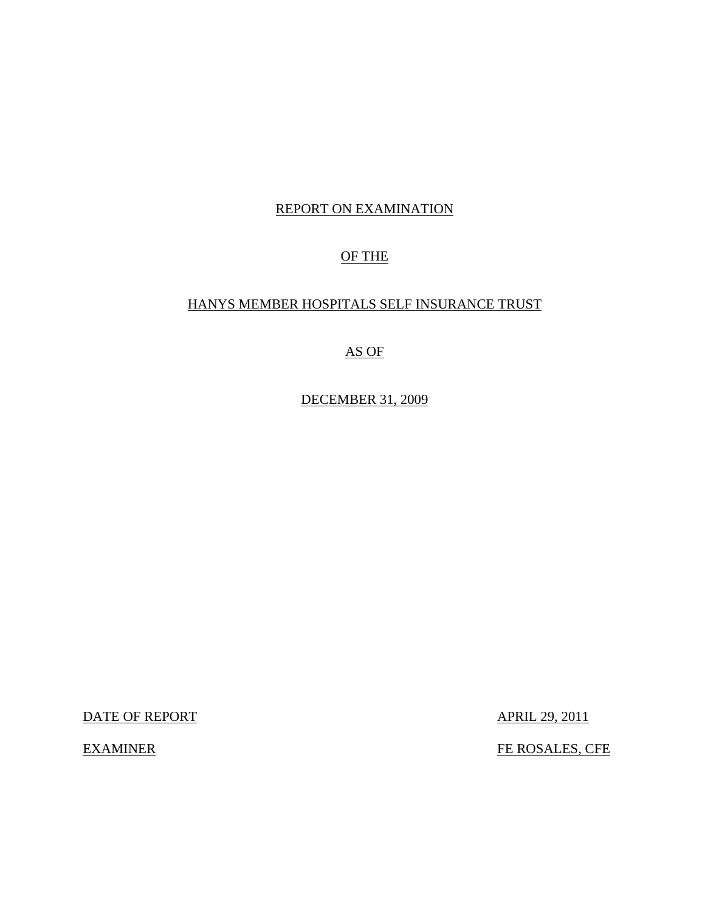# REPORT ON EXAMINATION

# OF THE

# HANYS MEMBER HOSPITALS SELF INSURANCE TRUST

# AS OF

# DECEMBER 31, 2009

| | |
|---|---|
| DATE OF REPORT | APRIL 29, 2011 |
| EXAMINER | FE ROSALES, CFE |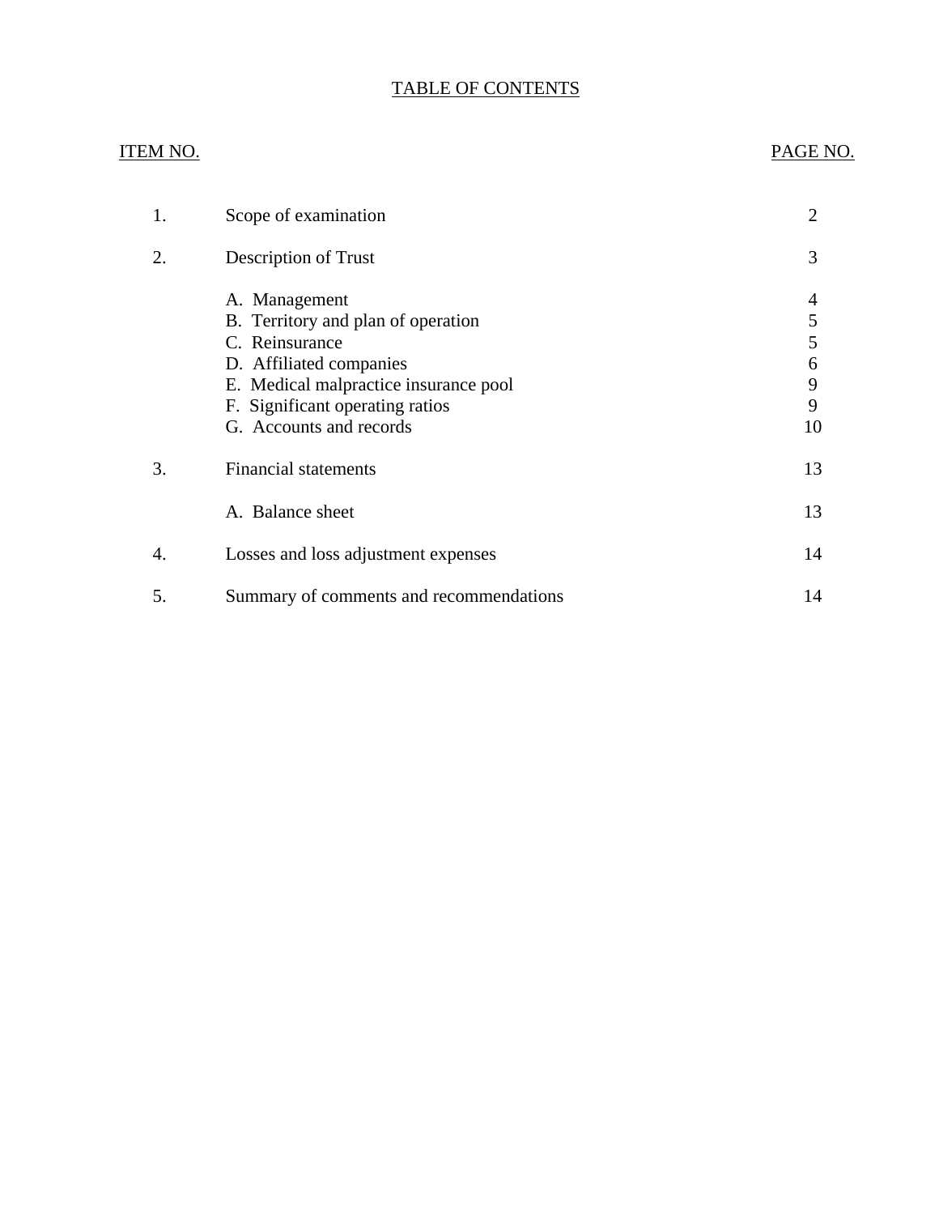# TABLE OF CONTENTS

| ITEM NO. | | PAGE NO. |
|---|---|---|
| 1. | Scope of examination | 2 |
| 2. | Description of Trust | 3 |
| | A. Management | 4 |
| | B. Territory and plan of operation | 5 |
| | C. Reinsurance | 5 |
| | D. Affiliated companies | 6 |
| | E. Medical malpractice insurance pool | 9 |
| | F. Significant operating ratios | 9 |
| | G. Accounts and records | 10 |
| 3. | Financial statements | 13 |
| | A. Balance sheet | 13 |
| 4. | Losses and loss adjustment expenses | 14 |
| 5. | Summary of comments and recommendations | 14 |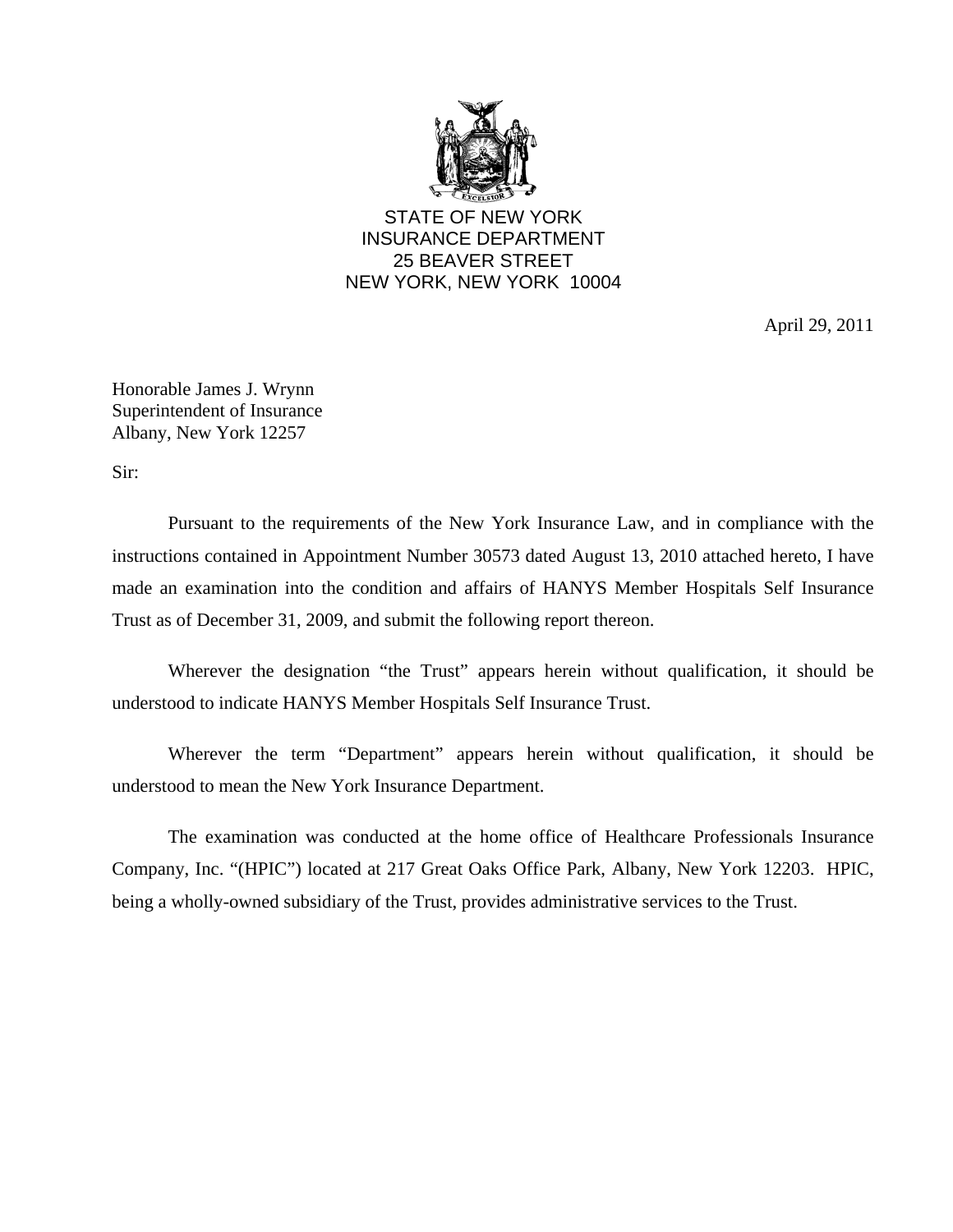STATE OF NEW YORK
INSURANCE DEPARTMENT
25 BEAVER STREET
NEW YORK, NEW YORK 10004

April 29, 2011

Honorable James J. Wrynn
Superintendent of Insurance
Albany, New York 12257

Sir:

Pursuant to the requirements of the New York Insurance Law, and in compliance with the instructions contained in Appointment Number 30573 dated August 13, 2010 attached hereto, I have made an examination into the condition and affairs of HANYS Member Hospitals Self Insurance Trust as of December 31, 2009, and submit the following report thereon.

Wherever the designation "the Trust" appears herein without qualification, it should be understood to indicate HANYS Member Hospitals Self Insurance Trust.

Wherever the term "Department" appears herein without qualification, it should be understood to mean the New York Insurance Department.

The examination was conducted at the home office of Healthcare Professionals Insurance Company, Inc. "(HPIC") located at 217 Great Oaks Office Park, Albany, New York 12203. HPIC, being a wholly-owned subsidiary of the Trust, provides administrative services to the Trust.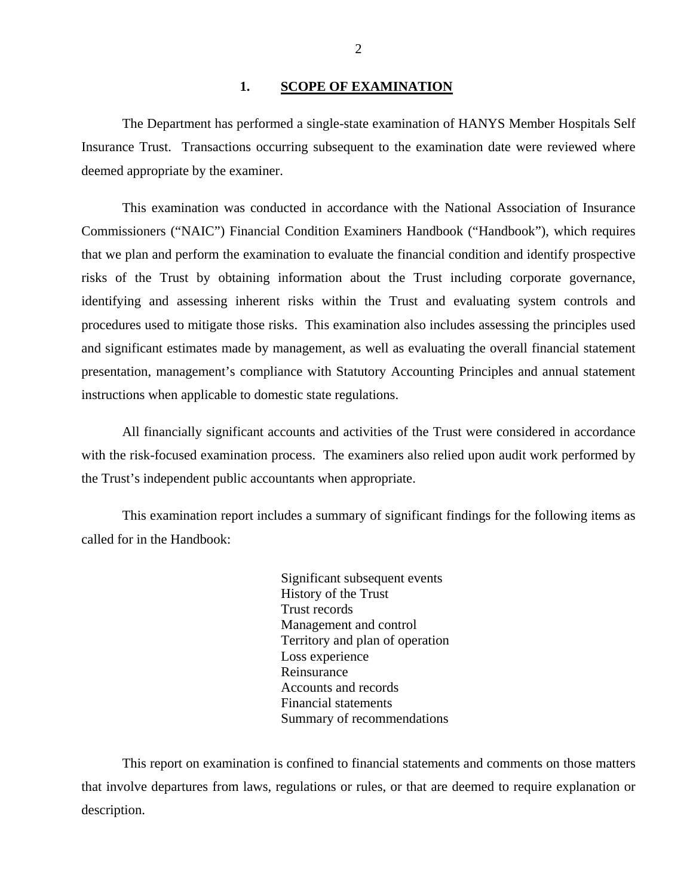## 1. SCOPE OF EXAMINATION

The Department has performed a single-state examination of HANYS Member Hospitals Self Insurance Trust. Transactions occurring subsequent to the examination date were reviewed where deemed appropriate by the examiner.

This examination was conducted in accordance with the National Association of Insurance Commissioners ("NAIC") Financial Condition Examiners Handbook ("Handbook"), which requires that we plan and perform the examination to evaluate the financial condition and identify prospective risks of the Trust by obtaining information about the Trust including corporate governance, identifying and assessing inherent risks within the Trust and evaluating system controls and procedures used to mitigate those risks. This examination also includes assessing the principles used and significant estimates made by management, as well as evaluating the overall financial statement presentation, management's compliance with Statutory Accounting Principles and annual statement instructions when applicable to domestic state regulations.

All financially significant accounts and activities of the Trust were considered in accordance with the risk-focused examination process. The examiners also relied upon audit work performed by the Trust's independent public accountants when appropriate.

This examination report includes a summary of significant findings for the following items as called for in the Handbook:

- Significant subsequent events
- History of the Trust
- Trust records
- Management and control
- Territory and plan of operation
- Loss experience
- Reinsurance
- Accounts and records
- Financial statements
- Summary of recommendations

This report on examination is confined to financial statements and comments on those matters that involve departures from laws, regulations or rules, or that are deemed to require explanation or description.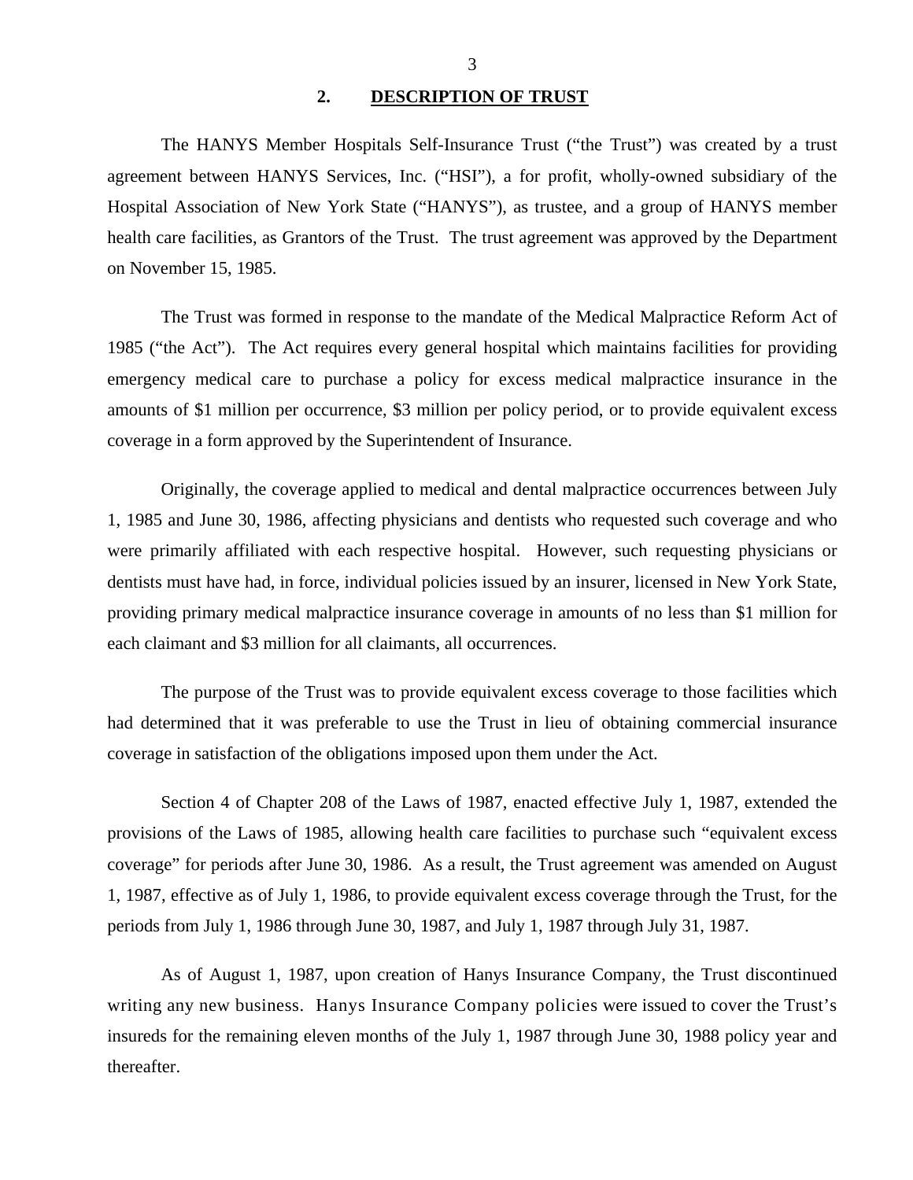## 2. DESCRIPTION OF TRUST

The HANYS Member Hospitals Self-Insurance Trust ("the Trust") was created by a trust agreement between HANYS Services, Inc. ("HSI"), a for profit, wholly-owned subsidiary of the Hospital Association of New York State ("HANYS"), as trustee, and a group of HANYS member health care facilities, as Grantors of the Trust. The trust agreement was approved by the Department on November 15, 1985.

The Trust was formed in response to the mandate of the Medical Malpractice Reform Act of 1985 ("the Act"). The Act requires every general hospital which maintains facilities for providing emergency medical care to purchase a policy for excess medical malpractice insurance in the amounts of $1 million per occurrence, $3 million per policy period, or to provide equivalent excess coverage in a form approved by the Superintendent of Insurance.

Originally, the coverage applied to medical and dental malpractice occurrences between July 1, 1985 and June 30, 1986, affecting physicians and dentists who requested such coverage and who were primarily affiliated with each respective hospital. However, such requesting physicians or dentists must have had, in force, individual policies issued by an insurer, licensed in New York State, providing primary medical malpractice insurance coverage in amounts of no less than $1 million for each claimant and $3 million for all claimants, all occurrences.

The purpose of the Trust was to provide equivalent excess coverage to those facilities which had determined that it was preferable to use the Trust in lieu of obtaining commercial insurance coverage in satisfaction of the obligations imposed upon them under the Act.

Section 4 of Chapter 208 of the Laws of 1987, enacted effective July 1, 1987, extended the provisions of the Laws of 1985, allowing health care facilities to purchase such "equivalent excess coverage" for periods after June 30, 1986. As a result, the Trust agreement was amended on August 1, 1987, effective as of July 1, 1986, to provide equivalent excess coverage through the Trust, for the periods from July 1, 1986 through June 30, 1987, and July 1, 1987 through July 31, 1987.

As of August 1, 1987, upon creation of Hanys Insurance Company, the Trust discontinued writing any new business. Hanys Insurance Company policies were issued to cover the Trust's insureds for the remaining eleven months of the July 1, 1987 through June 30, 1988 policy year and thereafter.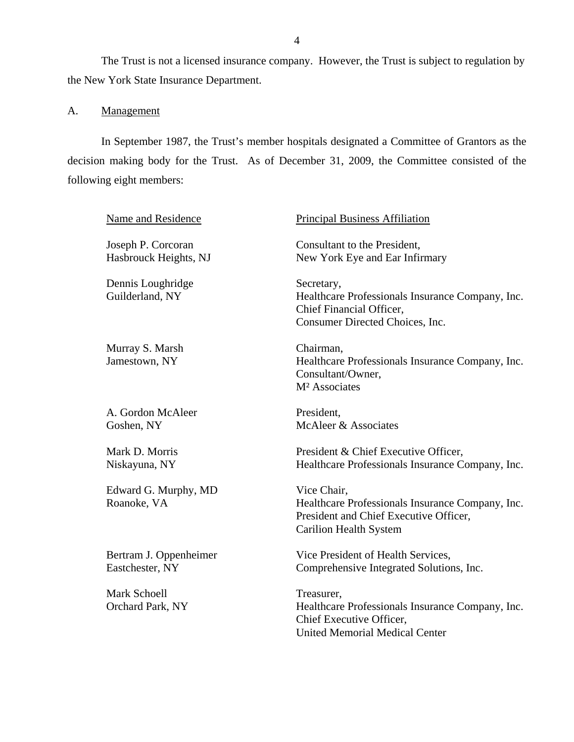The Trust is not a licensed insurance company. However, the Trust is subject to regulation by the New York State Insurance Department.

## A. Management

In September 1987, the Trust's member hospitals designated a Committee of Grantors as the decision making body for the Trust. As of December 31, 2009, the Committee consisted of the following eight members:

| Name and Residence | Principal Business Affiliation |
|---|---|
| Joseph P. Corcoran<br>Hasbrouck Heights, NJ | Consultant to the President,<br>New York Eye and Ear Infirmary |
| Dennis Loughridge<br>Guilderland, NY | Secretary,<br>Healthcare Professionals Insurance Company, Inc.<br>Chief Financial Officer,<br>Consumer Directed Choices, Inc. |
| Murray S. Marsh<br>Jamestown, NY | Chairman,<br>Healthcare Professionals Insurance Company, Inc.<br>Consultant/Owner,<br>M² Associates |
| A. Gordon McAleer<br>Goshen, NY | President,<br>McAleer & Associates |
| Mark D. Morris<br>Niskayuna, NY | President & Chief Executive Officer,<br>Healthcare Professionals Insurance Company, Inc. |
| Edward G. Murphy, MD<br>Roanoke, VA | Vice Chair,<br>Healthcare Professionals Insurance Company, Inc.<br>President and Chief Executive Officer,<br>Carilion Health System |
| Bertram J. Oppenheimer<br>Eastchester, NY | Vice President of Health Services,<br>Comprehensive Integrated Solutions, Inc. |
| Mark Schoell<br>Orchard Park, NY | Treasurer,<br>Healthcare Professionals Insurance Company, Inc.<br>Chief Executive Officer,<br>United Memorial Medical Center |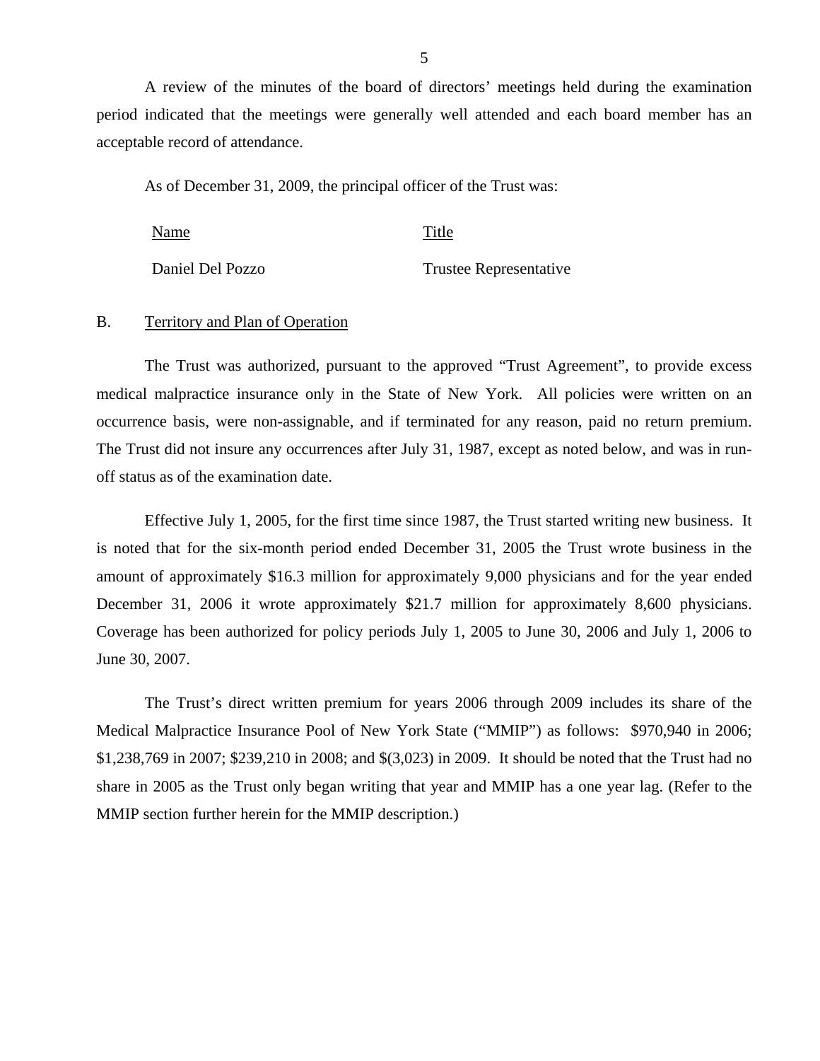A review of the minutes of the board of directors' meetings held during the examination period indicated that the meetings were generally well attended and each board member has an acceptable record of attendance.

As of December 31, 2009, the principal officer of the Trust was:

| Name | Title |
|---|---|
| Daniel Del Pozzo | Trustee Representative |

## B. Territory and Plan of Operation

The Trust was authorized, pursuant to the approved "Trust Agreement", to provide excess medical malpractice insurance only in the State of New York. All policies were written on an occurrence basis, were non-assignable, and if terminated for any reason, paid no return premium. The Trust did not insure any occurrences after July 31, 1987, except as noted below, and was in run-off status as of the examination date.

Effective July 1, 2005, for the first time since 1987, the Trust started writing new business. It is noted that for the six-month period ended December 31, 2005 the Trust wrote business in the amount of approximately $16.3 million for approximately 9,000 physicians and for the year ended December 31, 2006 it wrote approximately $21.7 million for approximately 8,600 physicians. Coverage has been authorized for policy periods July 1, 2005 to June 30, 2006 and July 1, 2006 to June 30, 2007.

The Trust's direct written premium for years 2006 through 2009 includes its share of the Medical Malpractice Insurance Pool of New York State ("MMIP") as follows: $970,940 in 2006; $1,238,769 in 2007; $239,210 in 2008; and $(3,023) in 2009. It should be noted that the Trust had no share in 2005 as the Trust only began writing that year and MMIP has a one year lag. (Refer to the MMIP section further herein for the MMIP description.)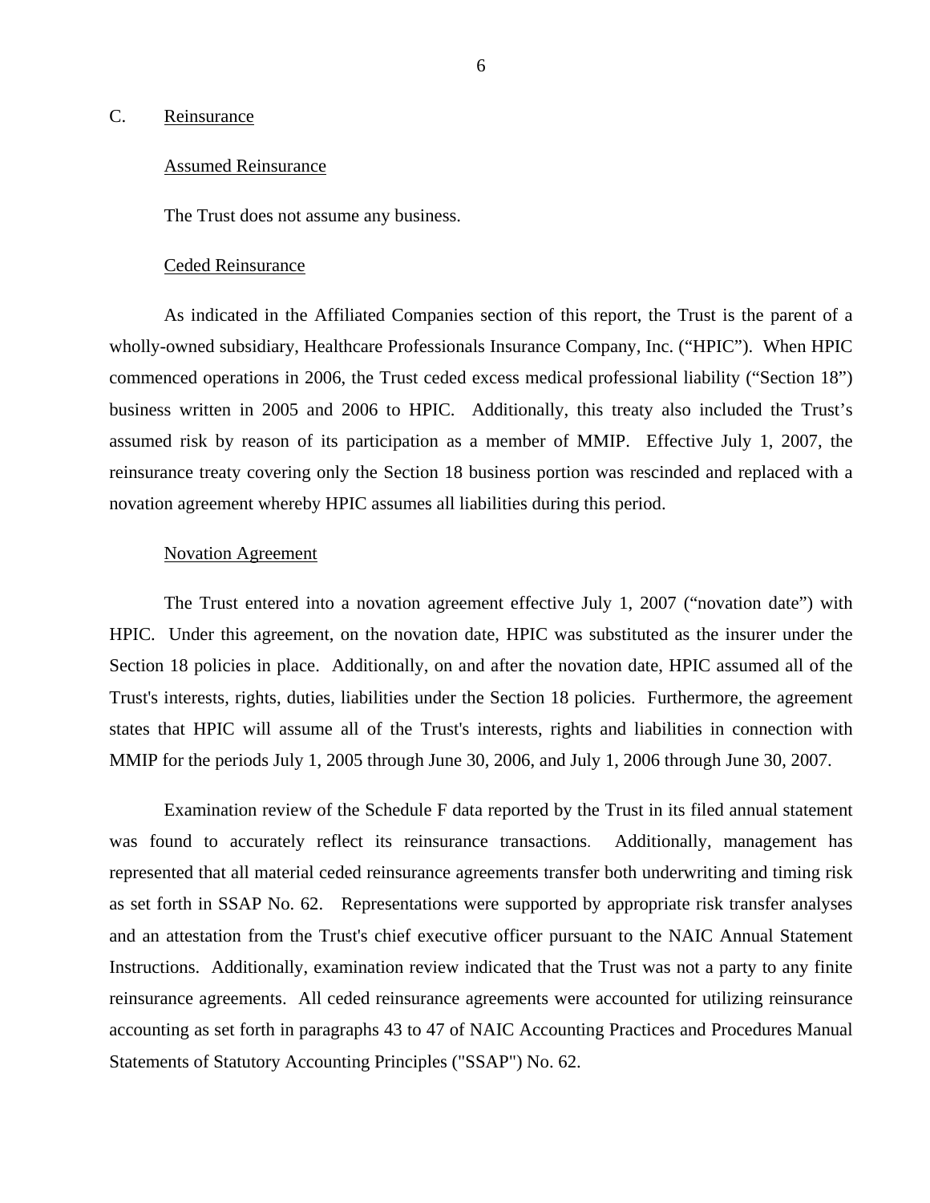## C. Reinsurance

### Assumed Reinsurance

The Trust does not assume any business.

### Ceded Reinsurance

As indicated in the Affiliated Companies section of this report, the Trust is the parent of a wholly-owned subsidiary, Healthcare Professionals Insurance Company, Inc. ("HPIC"). When HPIC commenced operations in 2006, the Trust ceded excess medical professional liability ("Section 18") business written in 2005 and 2006 to HPIC. Additionally, this treaty also included the Trust's assumed risk by reason of its participation as a member of MMIP. Effective July 1, 2007, the reinsurance treaty covering only the Section 18 business portion was rescinded and replaced with a novation agreement whereby HPIC assumes all liabilities during this period.

### Novation Agreement

The Trust entered into a novation agreement effective July 1, 2007 ("novation date") with HPIC. Under this agreement, on the novation date, HPIC was substituted as the insurer under the Section 18 policies in place. Additionally, on and after the novation date, HPIC assumed all of the Trust's interests, rights, duties, liabilities under the Section 18 policies. Furthermore, the agreement states that HPIC will assume all of the Trust's interests, rights and liabilities in connection with MMIP for the periods July 1, 2005 through June 30, 2006, and July 1, 2006 through June 30, 2007.

Examination review of the Schedule F data reported by the Trust in its filed annual statement was found to accurately reflect its reinsurance transactions. Additionally, management has represented that all material ceded reinsurance agreements transfer both underwriting and timing risk as set forth in SSAP No. 62. Representations were supported by appropriate risk transfer analyses and an attestation from the Trust's chief executive officer pursuant to the NAIC Annual Statement Instructions. Additionally, examination review indicated that the Trust was not a party to any finite reinsurance agreements. All ceded reinsurance agreements were accounted for utilizing reinsurance accounting as set forth in paragraphs 43 to 47 of NAIC Accounting Practices and Procedures Manual Statements of Statutory Accounting Principles ("SSAP") No. 62.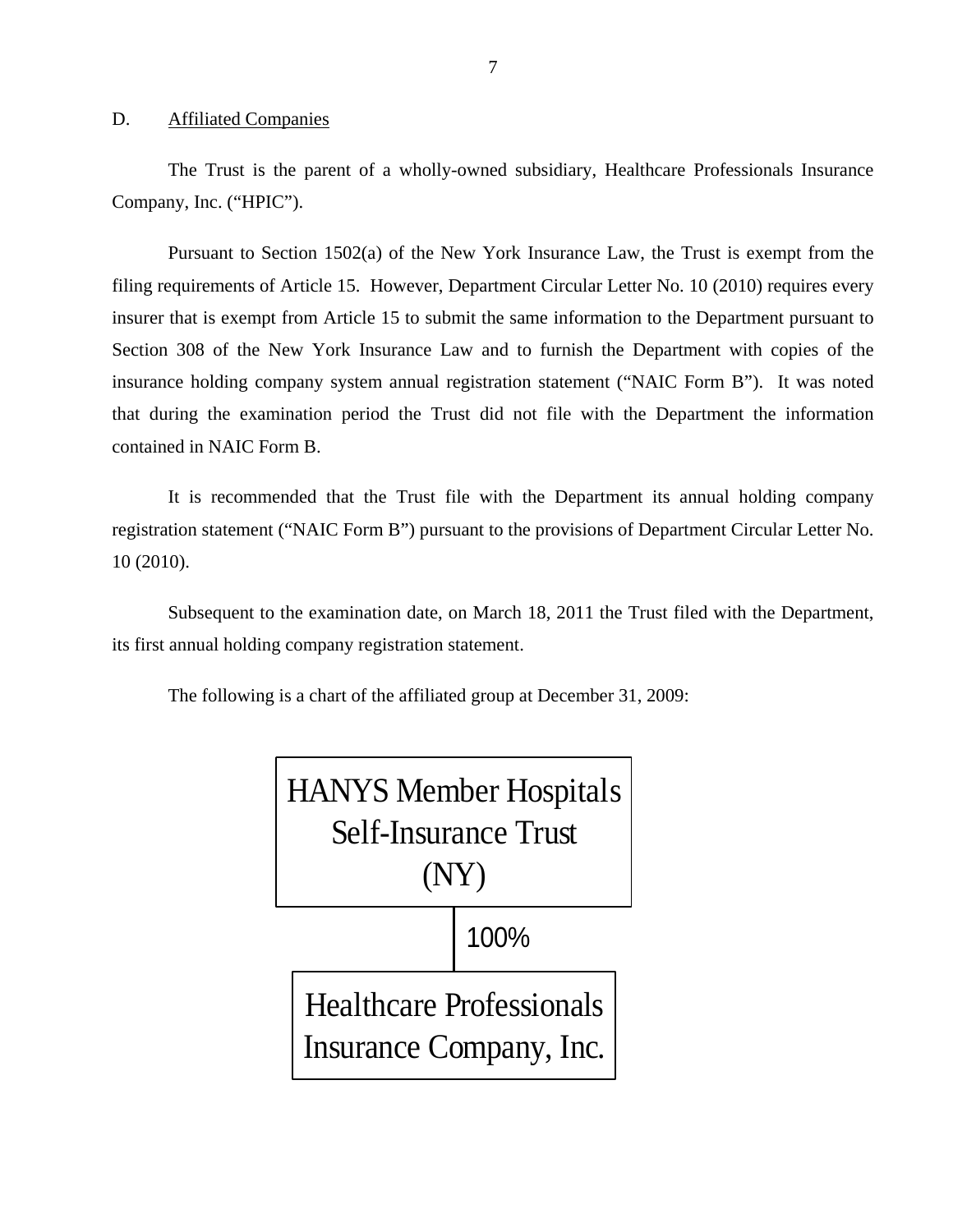## D. Affiliated Companies

The Trust is the parent of a wholly-owned subsidiary, Healthcare Professionals Insurance Company, Inc. ("HPIC").

Pursuant to Section 1502(a) of the New York Insurance Law, the Trust is exempt from the filing requirements of Article 15. However, Department Circular Letter No. 10 (2010) requires every insurer that is exempt from Article 15 to submit the same information to the Department pursuant to Section 308 of the New York Insurance Law and to furnish the Department with copies of the insurance holding company system annual registration statement ("NAIC Form B"). It was noted that during the examination period the Trust did not file with the Department the information contained in NAIC Form B.

It is recommended that the Trust file with the Department its annual holding company registration statement ("NAIC Form B") pursuant to the provisions of Department Circular Letter No. 10 (2010).

Subsequent to the examination date, on March 18, 2011 the Trust filed with the Department, its first annual holding company registration statement.

The following is a chart of the affiliated group at December 31, 2009:

HANYS Member Hospitals Self-Insurance Trust (NY)

100%

Healthcare Professionals Insurance Company, Inc.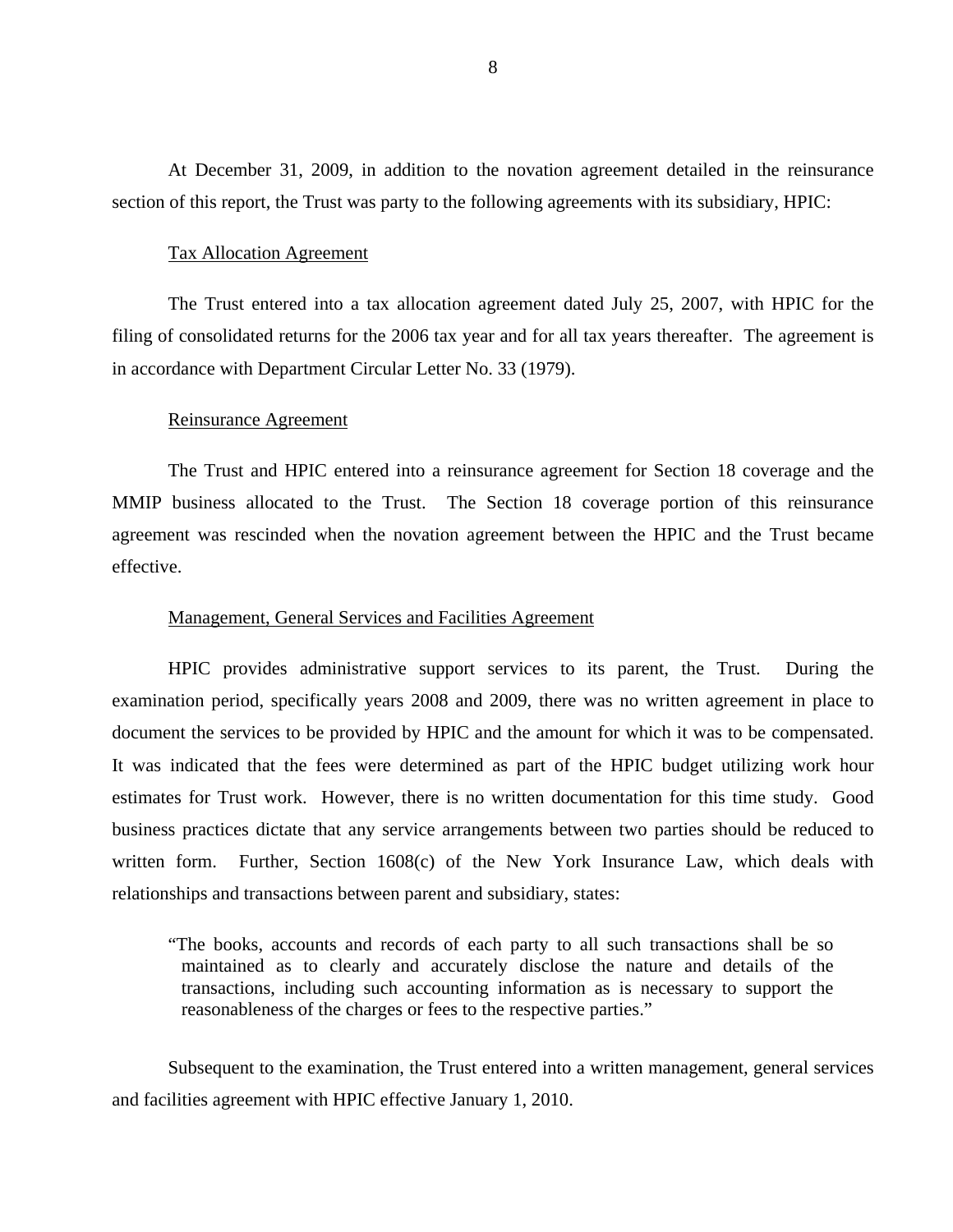At December 31, 2009, in addition to the novation agreement detailed in the reinsurance section of this report, the Trust was party to the following agreements with its subsidiary, HPIC:

Tax Allocation Agreement

The Trust entered into a tax allocation agreement dated July 25, 2007, with HPIC for the filing of consolidated returns for the 2006 tax year and for all tax years thereafter. The agreement is in accordance with Department Circular Letter No. 33 (1979).

Reinsurance Agreement

The Trust and HPIC entered into a reinsurance agreement for Section 18 coverage and the MMIP business allocated to the Trust. The Section 18 coverage portion of this reinsurance agreement was rescinded when the novation agreement between the HPIC and the Trust became effective.

Management, General Services and Facilities Agreement

HPIC provides administrative support services to its parent, the Trust. During the examination period, specifically years 2008 and 2009, there was no written agreement in place to document the services to be provided by HPIC and the amount for which it was to be compensated. It was indicated that the fees were determined as part of the HPIC budget utilizing work hour estimates for Trust work. However, there is no written documentation for this time study. Good business practices dictate that any service arrangements between two parties should be reduced to written form. Further, Section 1608(c) of the New York Insurance Law, which deals with relationships and transactions between parent and subsidiary, states:

> "The books, accounts and records of each party to all such transactions shall be so maintained as to clearly and accurately disclose the nature and details of the transactions, including such accounting information as is necessary to support the reasonableness of the charges or fees to the respective parties."

Subsequent to the examination, the Trust entered into a written management, general services and facilities agreement with HPIC effective January 1, 2010.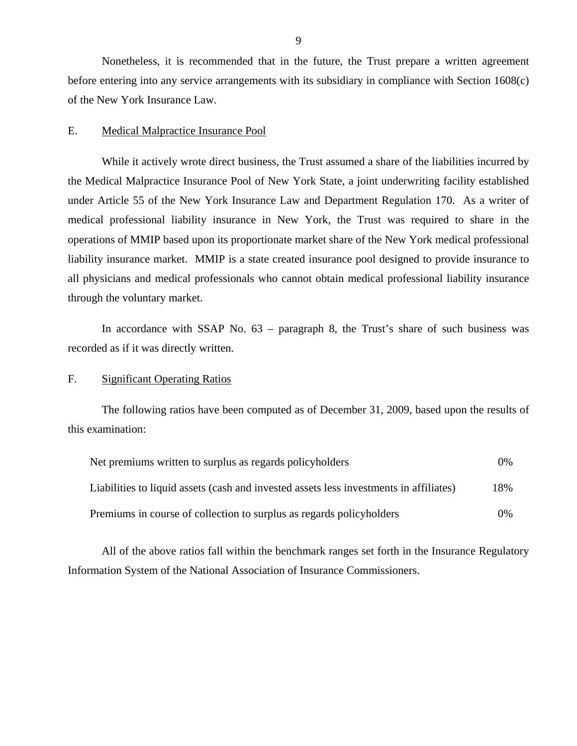Nonetheless, it is recommended that in the future, the Trust prepare a written agreement before entering into any service arrangements with its subsidiary in compliance with Section 1608(c) of the New York Insurance Law.

## E. Medical Malpractice Insurance Pool

While it actively wrote direct business, the Trust assumed a share of the liabilities incurred by the Medical Malpractice Insurance Pool of New York State, a joint underwriting facility established under Article 55 of the New York Insurance Law and Department Regulation 170. As a writer of medical professional liability insurance in New York, the Trust was required to share in the operations of MMIP based upon its proportionate market share of the New York medical professional liability insurance market. MMIP is a state created insurance pool designed to provide insurance to all physicians and medical professionals who cannot obtain medical professional liability insurance through the voluntary market.

In accordance with SSAP No. 63 – paragraph 8, the Trust's share of such business was recorded as if it was directly written.

## F. Significant Operating Ratios

The following ratios have been computed as of December 31, 2009, based upon the results of this examination:

| | |
|---|---|
| Net premiums written to surplus as regards policyholders | 0% |
| Liabilities to liquid assets (cash and invested assets less investments in affiliates) | 18% |
| Premiums in course of collection to surplus as regards policyholders | 0% |

All of the above ratios fall within the benchmark ranges set forth in the Insurance Regulatory Information System of the National Association of Insurance Commissioners.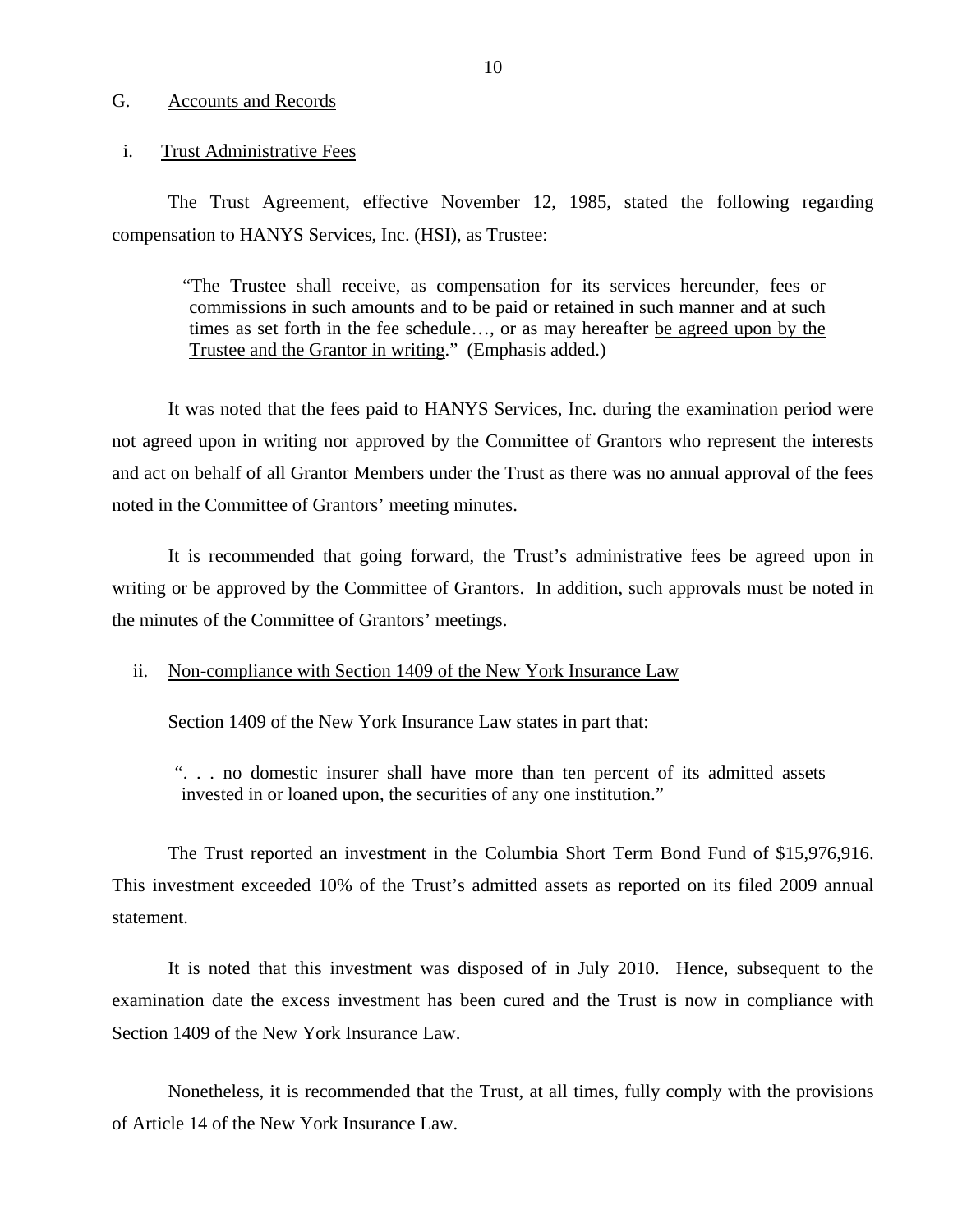## G. Accounts and Records

### i. Trust Administrative Fees

The Trust Agreement, effective November 12, 1985, stated the following regarding compensation to HANYS Services, Inc. (HSI), as Trustee:

> "The Trustee shall receive, as compensation for its services hereunder, fees or commissions in such amounts and to be paid or retained in such manner and at such times as set forth in the fee schedule…, or as may hereafter be agreed upon by the Trustee and the Grantor in writing." (Emphasis added.)

It was noted that the fees paid to HANYS Services, Inc. during the examination period were not agreed upon in writing nor approved by the Committee of Grantors who represent the interests and act on behalf of all Grantor Members under the Trust as there was no annual approval of the fees noted in the Committee of Grantors' meeting minutes.

It is recommended that going forward, the Trust's administrative fees be agreed upon in writing or be approved by the Committee of Grantors. In addition, such approvals must be noted in the minutes of the Committee of Grantors' meetings.

### ii. Non-compliance with Section 1409 of the New York Insurance Law

Section 1409 of the New York Insurance Law states in part that:

> ". . . no domestic insurer shall have more than ten percent of its admitted assets invested in or loaned upon, the securities of any one institution."

The Trust reported an investment in the Columbia Short Term Bond Fund of $15,976,916. This investment exceeded 10% of the Trust's admitted assets as reported on its filed 2009 annual statement.

It is noted that this investment was disposed of in July 2010. Hence, subsequent to the examination date the excess investment has been cured and the Trust is now in compliance with Section 1409 of the New York Insurance Law.

Nonetheless, it is recommended that the Trust, at all times, fully comply with the provisions of Article 14 of the New York Insurance Law.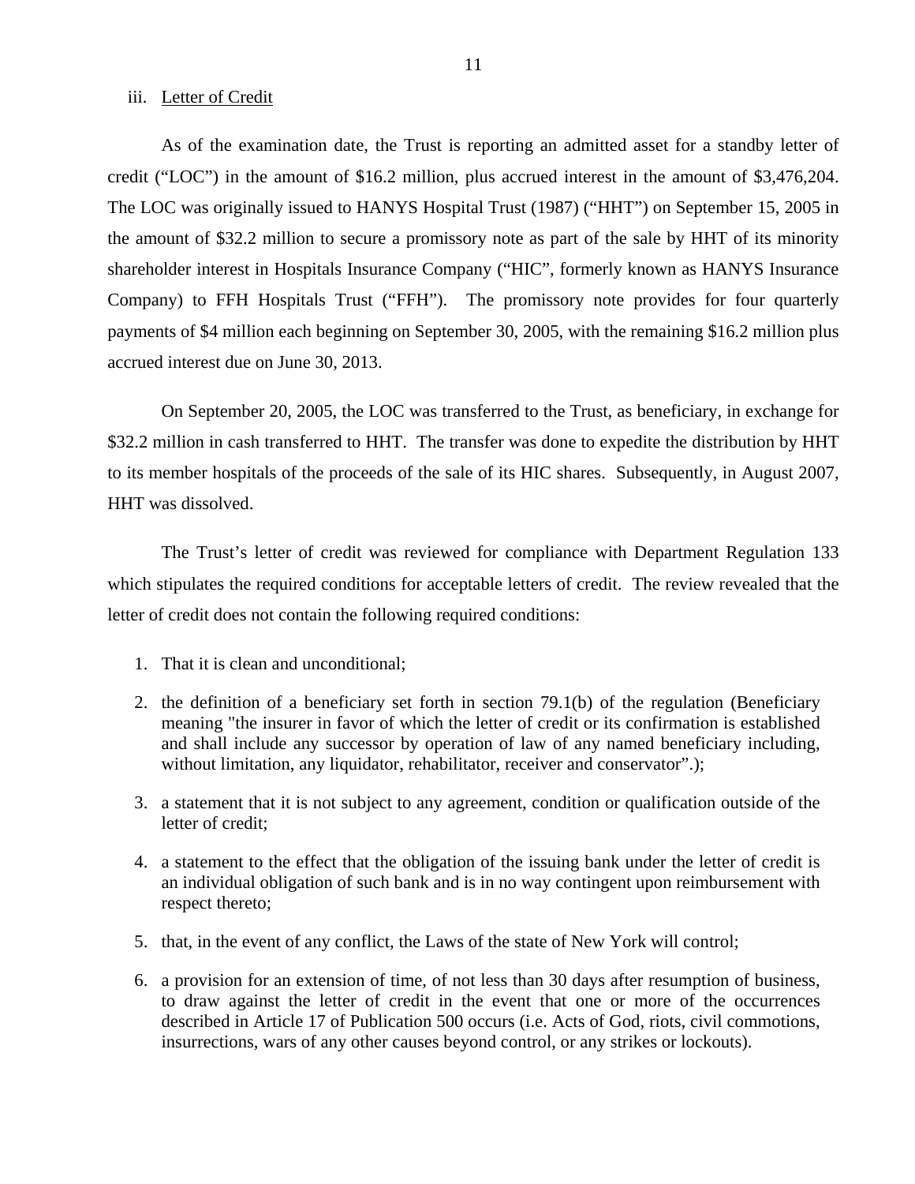iii. Letter of Credit

As of the examination date, the Trust is reporting an admitted asset for a standby letter of credit ("LOC") in the amount of $16.2 million, plus accrued interest in the amount of $3,476,204. The LOC was originally issued to HANYS Hospital Trust (1987) ("HHT") on September 15, 2005 in the amount of $32.2 million to secure a promissory note as part of the sale by HHT of its minority shareholder interest in Hospitals Insurance Company ("HIC", formerly known as HANYS Insurance Company) to FFH Hospitals Trust ("FFH"). The promissory note provides for four quarterly payments of $4 million each beginning on September 30, 2005, with the remaining $16.2 million plus accrued interest due on June 30, 2013.

On September 20, 2005, the LOC was transferred to the Trust, as beneficiary, in exchange for $32.2 million in cash transferred to HHT. The transfer was done to expedite the distribution by HHT to its member hospitals of the proceeds of the sale of its HIC shares. Subsequently, in August 2007, HHT was dissolved.

The Trust's letter of credit was reviewed for compliance with Department Regulation 133 which stipulates the required conditions for acceptable letters of credit. The review revealed that the letter of credit does not contain the following required conditions:

1. That it is clean and unconditional;
2. the definition of a beneficiary set forth in section 79.1(b) of the regulation (Beneficiary meaning "the insurer in favor of which the letter of credit or its confirmation is established and shall include any successor by operation of law of any named beneficiary including, without limitation, any liquidator, rehabilitator, receiver and conservator".);
3. a statement that it is not subject to any agreement, condition or qualification outside of the letter of credit;
4. a statement to the effect that the obligation of the issuing bank under the letter of credit is an individual obligation of such bank and is in no way contingent upon reimbursement with respect thereto;
5. that, in the event of any conflict, the Laws of the state of New York will control;
6. a provision for an extension of time, of not less than 30 days after resumption of business, to draw against the letter of credit in the event that one or more of the occurrences described in Article 17 of Publication 500 occurs (i.e. Acts of God, riots, civil commotions, insurrections, wars of any other causes beyond control, or any strikes or lockouts).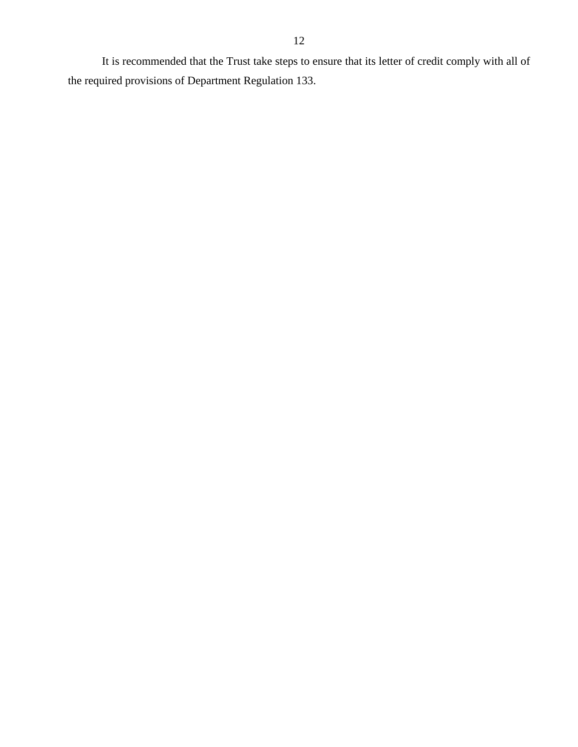It is recommended that the Trust take steps to ensure that its letter of credit comply with all of the required provisions of Department Regulation 133.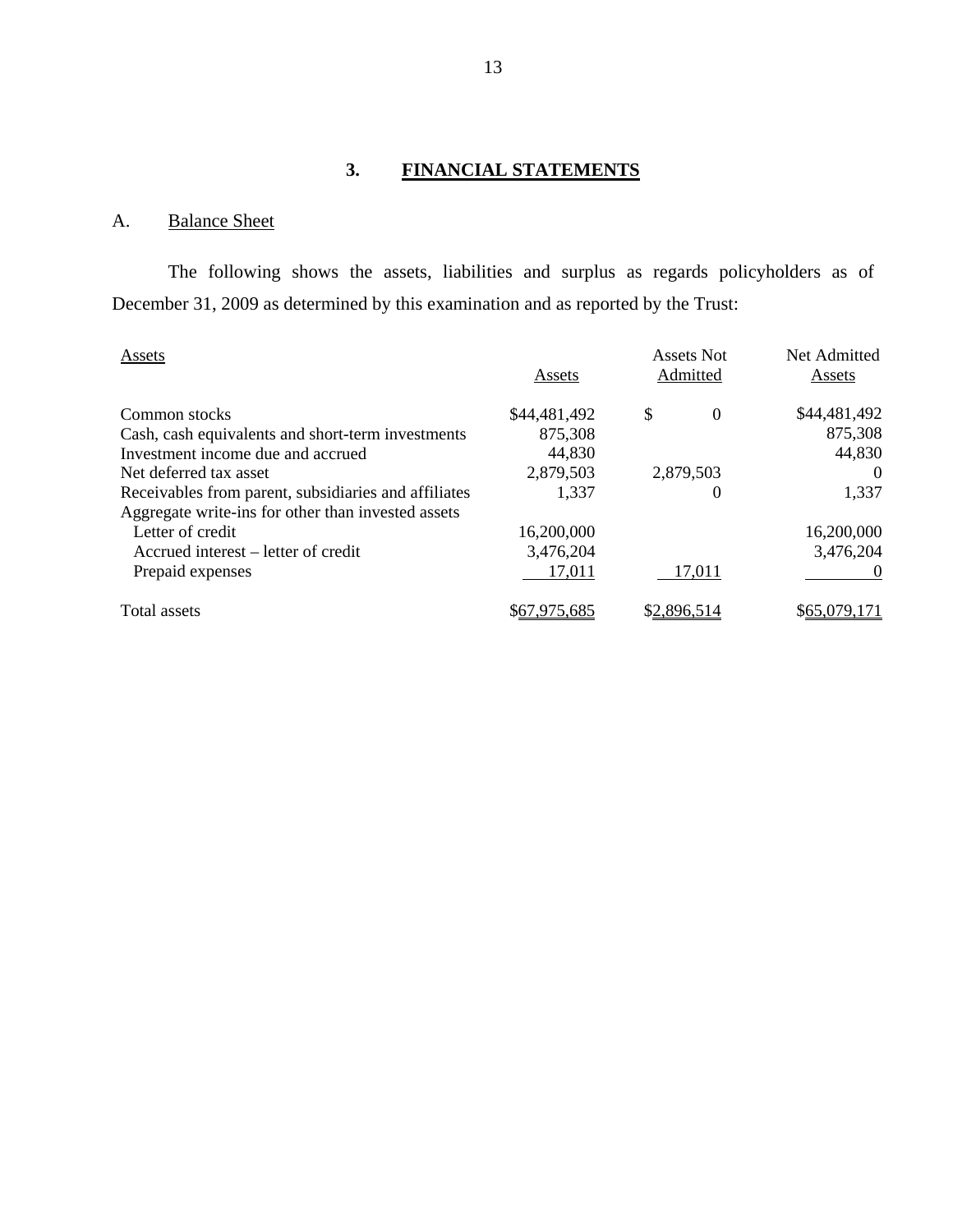## 3. FINANCIAL STATEMENTS

### A. Balance Sheet

The following shows the assets, liabilities and surplus as regards policyholders as of December 31, 2009 as determined by this examination and as reported by the Trust:

| Assets | Assets | Assets Not Admitted | Net Admitted Assets |
|---|---|---|---|
| Common stocks | $44,481,492 | $ 0 | $44,481,492 |
| Cash, cash equivalents and short-term investments | 875,308 | | 875,308 |
| Investment income due and accrued | 44,830 | | 44,830 |
| Net deferred tax asset | 2,879,503 | 2,879,503 | 0 |
| Receivables from parent, subsidiaries and affiliates | 1,337 | 0 | 1,337 |
| Aggregate write-ins for other than invested assets | | | |
| Letter of credit | 16,200,000 | | 16,200,000 |
| Accrued interest – letter of credit | 3,476,204 | | 3,476,204 |
| Prepaid expenses | 17,011 | 17,011 | 0 |
| Total assets | $67,975,685 | $2,896,514 | $65,079,171 |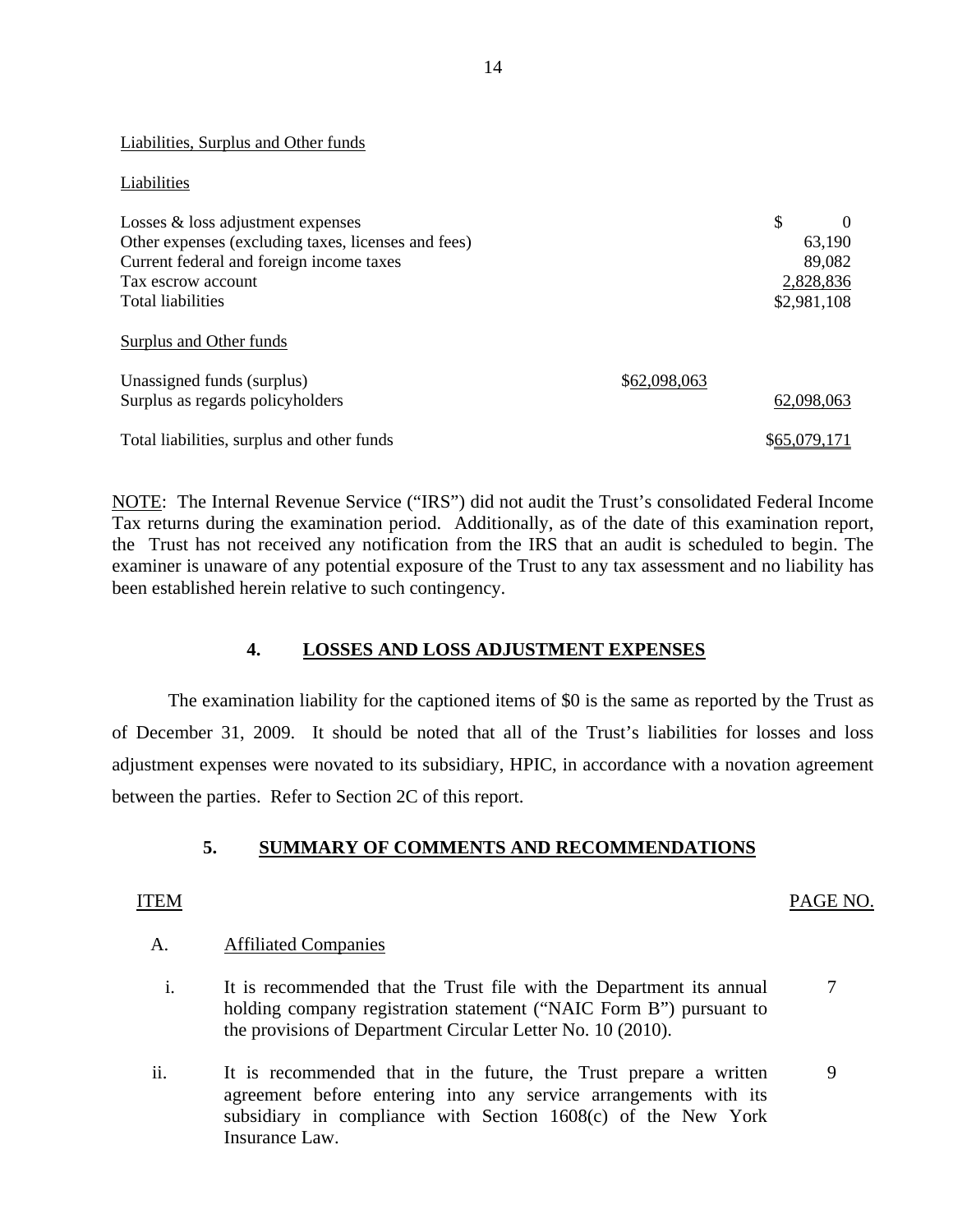Liabilities, Surplus and Other funds

Liabilities

| | | |
|---|---|---|
| Losses & loss adjustment expenses | | $ 0 |
| Other expenses (excluding taxes, licenses and fees) | | 63,190 |
| Current federal and foreign income taxes | | 89,082 |
| Tax escrow account | | 2,828,836 |
| Total liabilities | | $2,981,108 |
| **Surplus and Other funds** | | |
| Unassigned funds (surplus) | $62,098,063 | |
| Surplus as regards policyholders | | 62,098,063 |
| Total liabilities, surplus and other funds | | $65,079,171 |

NOTE: The Internal Revenue Service ("IRS") did not audit the Trust's consolidated Federal Income Tax returns during the examination period. Additionally, as of the date of this examination report, the Trust has not received any notification from the IRS that an audit is scheduled to begin. The examiner is unaware of any potential exposure of the Trust to any tax assessment and no liability has been established herein relative to such contingency.

## 4. LOSSES AND LOSS ADJUSTMENT EXPENSES

The examination liability for the captioned items of $0 is the same as reported by the Trust as of December 31, 2009. It should be noted that all of the Trust's liabilities for losses and loss adjustment expenses were novated to its subsidiary, HPIC, in accordance with a novation agreement between the parties. Refer to Section 2C of this report.

## 5. SUMMARY OF COMMENTS AND RECOMMENDATIONS

| ITEM | | PAGE NO. |
|---|---|---|
| A. | Affiliated Companies | |
| i. | It is recommended that the Trust file with the Department its annual holding company registration statement ("NAIC Form B") pursuant to the provisions of Department Circular Letter No. 10 (2010). | 7 |
| ii. | It is recommended that in the future, the Trust prepare a written agreement before entering into any service arrangements with its subsidiary in compliance with Section 1608(c) of the New York Insurance Law. | 9 |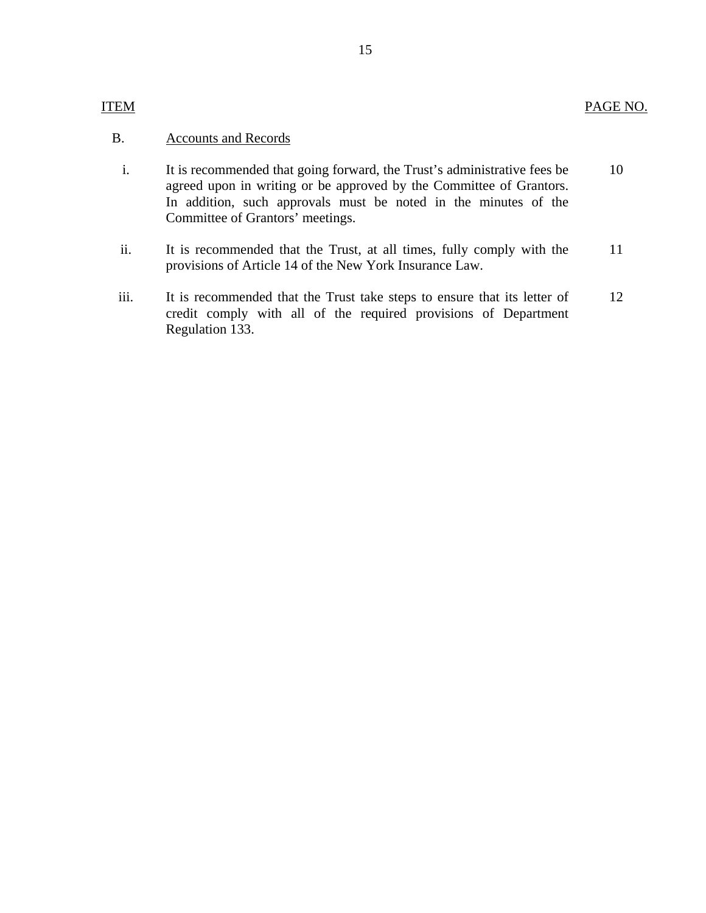| ITEM | | PAGE NO. |
|---|---|---|
| B. | Accounts and Records | |
| i. | It is recommended that going forward, the Trust's administrative fees be agreed upon in writing or be approved by the Committee of Grantors. In addition, such approvals must be noted in the minutes of the Committee of Grantors' meetings. | 10 |
| ii. | It is recommended that the Trust, at all times, fully comply with the provisions of Article 14 of the New York Insurance Law. | 11 |
| iii. | It is recommended that the Trust take steps to ensure that its letter of credit comply with all of the required provisions of Department Regulation 133. | 12 |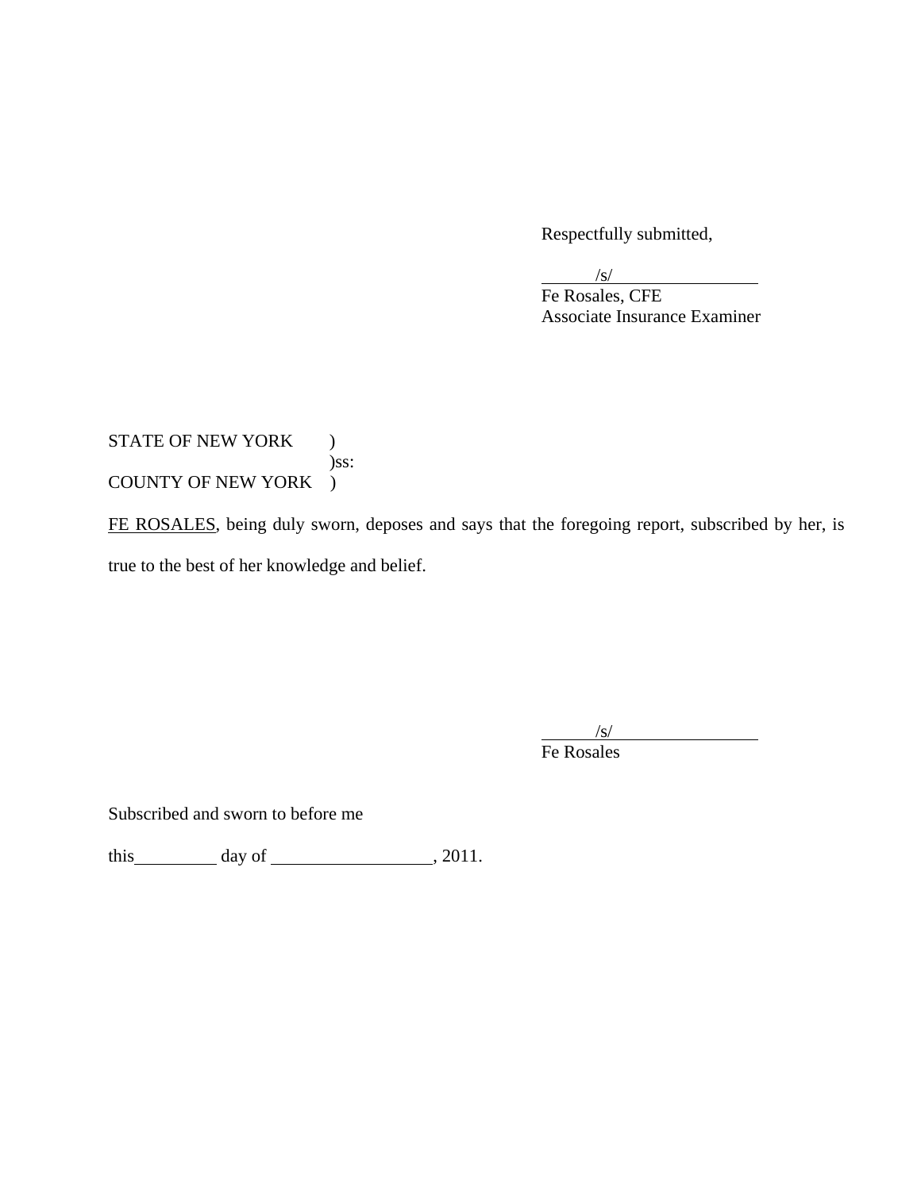Respectfully submitted,

/s/
Fe Rosales, CFE
Associate Insurance Examiner

STATE OF NEW YORK )
)ss:
COUNTY OF NEW YORK )

FE ROSALES, being duly sworn, deposes and says that the foregoing report, subscribed by her, is true to the best of her knowledge and belief.

/s/
Fe Rosales

Subscribed and sworn to before me

this\_\_\_\_\_\_\_\_\_ day of \_\_\_\_\_\_\_\_\_\_\_\_\_\_\_\_\_, 2011.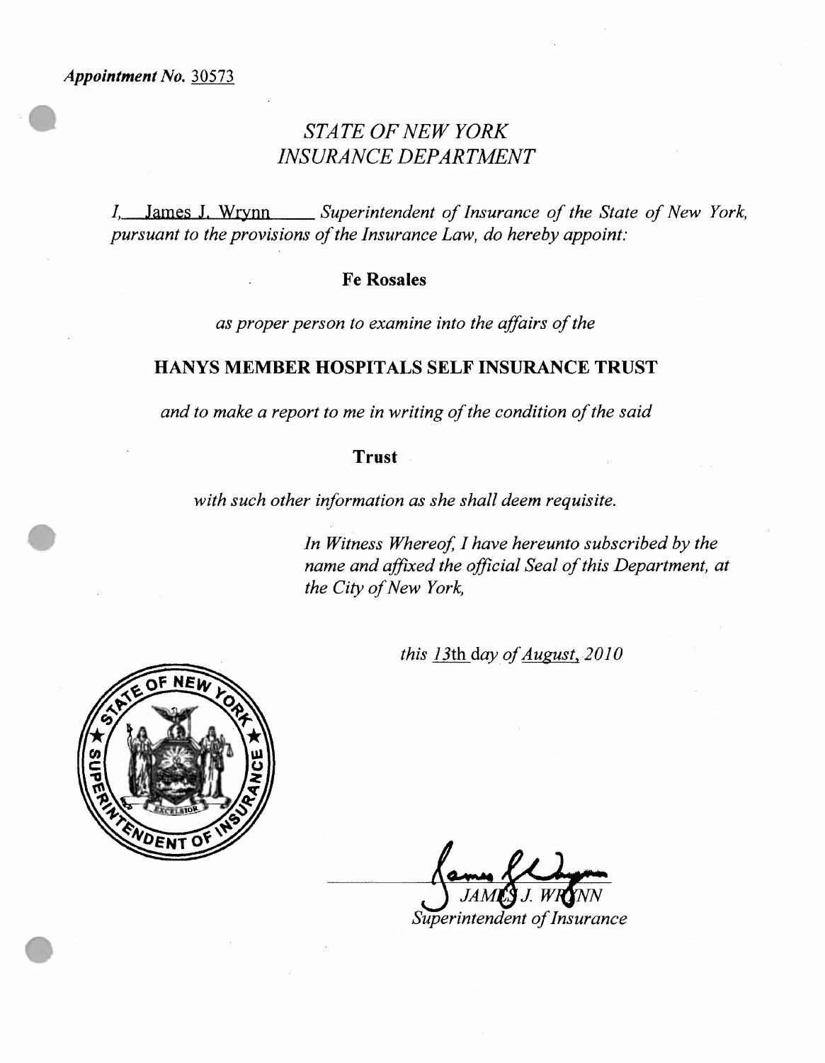*Appointment No.* 30573

## *STATE OF NEW YORK*
## *INSURANCE DEPARTMENT*

*I,* James J. Wrynn *Superintendent of Insurance of the State of New York, pursuant to the provisions of the Insurance Law, do hereby appoint:*

**Fe Rosales**

*as proper person to examine into the affairs of the*

**HANYS MEMBER HOSPITALS SELF INSURANCE TRUST**

*and to make a report to me in writing of the condition of the said*

**Trust**

*with such other information as she shall deem requisite.*

*In Witness Whereof, I have hereunto subscribed by the name and affixed the official Seal of this Department, at the City of New York,*

*this 13th day of August, 2010*

*JAMES J. WRYNN*
*Superintendent of Insurance*